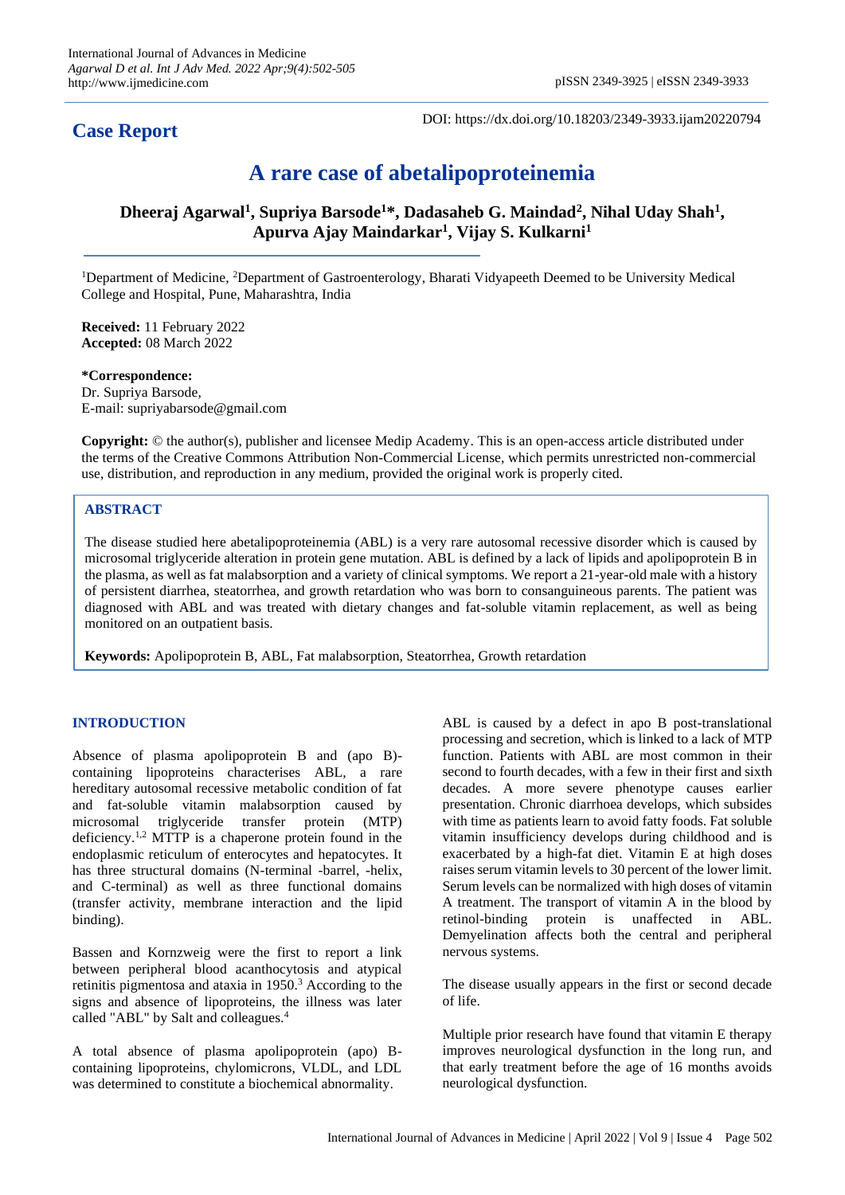**Case Report**

DOI: https://dx.doi.org/10.18203/2349-3933.ijam20220794

# A rare case of abetalipoproteinemia

**Dheeraj Agarwal[1], Supriya Barsode[1]*, Dadasaheb G. Maindad[2], Nihal Uday Shah[1], Apurva Ajay Maindarkar[1], Vijay S. Kulkarni[1]**

[1]Department of Medicine, [2]Department of Gastroenterology, Bharati Vidyapeeth Deemed to be University Medical College and Hospital, Pune, Maharashtra, India

**Received:** 11 February 2022
**Accepted:** 08 March 2022

**\*Correspondence:**
Dr. Supriya Barsode,
E-mail: supriyabarsode@gmail.com

**Copyright:** © the author(s), publisher and licensee Medip Academy. This is an open-access article distributed under the terms of the Creative Commons Attribution Non-Commercial License, which permits unrestricted non-commercial use, distribution, and reproduction in any medium, provided the original work is properly cited.

## ABSTRACT

The disease studied here abetalipoproteinemia (ABL) is a very rare autosomal recessive disorder which is caused by microsomal triglyceride alteration in protein gene mutation. ABL is defined by a lack of lipids and apolipoprotein B in the plasma, as well as fat malabsorption and a variety of clinical symptoms. We report a 21-year-old male with a history of persistent diarrhea, steatorrhea, and growth retardation who was born to consanguineous parents. The patient was diagnosed with ABL and was treated with dietary changes and fat-soluble vitamin replacement, as well as being monitored on an outpatient basis.

**Keywords:** Apolipoprotein B, ABL, Fat malabsorption, Steatorrhea, Growth retardation

## INTRODUCTION

Absence of plasma apolipoprotein B and (apo B)-containing lipoproteins characterises ABL, a rare hereditary autosomal recessive metabolic condition of fat and fat-soluble vitamin malabsorption caused by microsomal triglyceride transfer protein (MTP) deficiency.[1,2] MTTP is a chaperone protein found in the endoplasmic reticulum of enterocytes and hepatocytes. It has three structural domains (N-terminal -barrel, -helix, and C-terminal) as well as three functional domains (transfer activity, membrane interaction and the lipid binding).

Bassen and Kornzweig were the first to report a link between peripheral blood acanthocytosis and atypical retinitis pigmentosa and ataxia in 1950.[3] According to the signs and absence of lipoproteins, the illness was later called "ABL" by Salt and colleagues.[4]

A total absence of plasma apolipoprotein (apo) B-containing lipoproteins, chylomicrons, VLDL, and LDL was determined to constitute a biochemical abnormality.

ABL is caused by a defect in apo B post-translational processing and secretion, which is linked to a lack of MTP function. Patients with ABL are most common in their second to fourth decades, with a few in their first and sixth decades. A more severe phenotype causes earlier presentation. Chronic diarrhoea develops, which subsides with time as patients learn to avoid fatty foods. Fat soluble vitamin insufficiency develops during childhood and is exacerbated by a high-fat diet. Vitamin E at high doses raises serum vitamin levels to 30 percent of the lower limit. Serum levels can be normalized with high doses of vitamin A treatment. The transport of vitamin A in the blood by retinol-binding protein is unaffected in ABL. Demyelination affects both the central and peripheral nervous systems.

The disease usually appears in the first or second decade of life.

Multiple prior research have found that vitamin E therapy improves neurological dysfunction in the long run, and that early treatment before the age of 16 months avoids neurological dysfunction.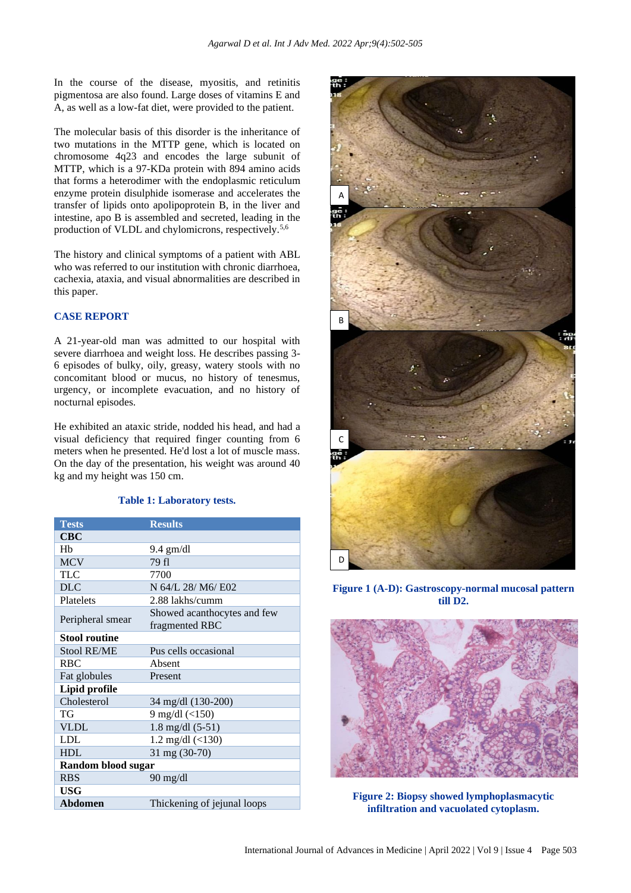In the course of the disease, myositis, and retinitis pigmentosa are also found. Large doses of vitamins E and A, as well as a low-fat diet, were provided to the patient.

The molecular basis of this disorder is the inheritance of two mutations in the MTTP gene, which is located on chromosome 4q23 and encodes the large subunit of MTTP, which is a 97-KDa protein with 894 amino acids that forms a heterodimer with the endoplasmic reticulum enzyme protein disulphide isomerase and accelerates the transfer of lipids onto apolipoprotein B, in the liver and intestine, apo B is assembled and secreted, leading in the production of VLDL and chylomicrons, respectively.[5,6]

The history and clinical symptoms of a patient with ABL who was referred to our institution with chronic diarrhoea, cachexia, ataxia, and visual abnormalities are described in this paper.

## CASE REPORT

A 21-year-old man was admitted to our hospital with severe diarrhoea and weight loss. He describes passing 3-6 episodes of bulky, oily, greasy, watery stools with no concomitant blood or mucus, no history of tenesmus, urgency, or incomplete evacuation, and no history of nocturnal episodes.

He exhibited an ataxic stride, nodded his head, and had a visual deficiency that required finger counting from 6 meters when he presented. He'd lost a lot of muscle mass. On the day of the presentation, his weight was around 40 kg and my height was 150 cm.

**Table 1: Laboratory tests.**

| Tests | Results |
|---|---|
| **CBC** | |
| Hb | 9.4 gm/dl |
| MCV | 79 fl |
| TLC | 7700 |
| DLC | N 64/L 28/ M6/ E02 |
| Platelets | 2.88 lakhs/cumm |
| Peripheral smear | Showed acanthocytes and few fragmented RBC |
| **Stool routine** | |
| Stool RE/ME | Pus cells occasional |
| RBC | Absent |
| Fat globules | Present |
| **Lipid profile** | |
| Cholesterol | 34 mg/dl (130-200) |
| TG | 9 mg/dl (<150) |
| VLDL | 1.8 mg/dl (5-51) |
| LDL | 1.2 mg/dl (<130) |
| HDL | 31 mg (30-70) |
| **Random blood sugar** | |
| RBS | 90 mg/dl |
| **USG** | |
| **Abdomen** | Thickening of jejunal loops |

**Figure 1 (A-D): Gastroscopy-normal mucosal pattern till D2.**

**Figure 2: Biopsy showed lymphoplasmacytic infiltration and vacuolated cytoplasm.**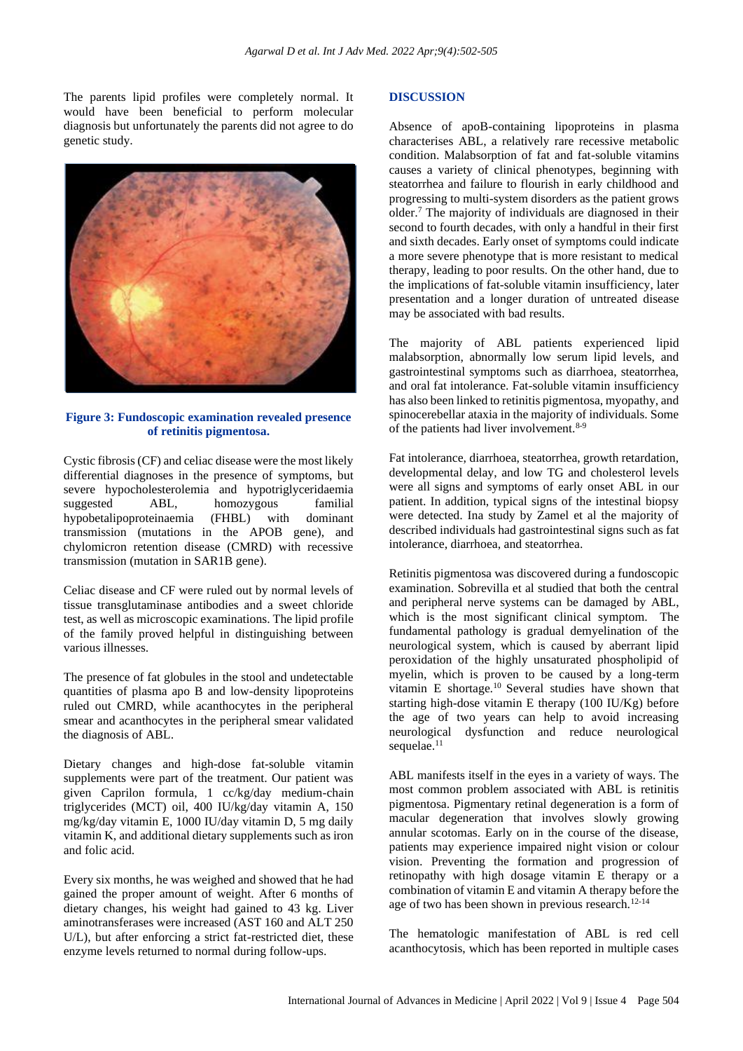The parents lipid profiles were completely normal. It would have been beneficial to perform molecular diagnosis but unfortunately the parents did not agree to do genetic study.

**Figure 3: Fundoscopic examination revealed presence of retinitis pigmentosa.**

Cystic fibrosis (CF) and celiac disease were the most likely differential diagnoses in the presence of symptoms, but severe hypocholesterolemia and hypotriglyceridaemia suggested ABL, homozygous familial hypobetalipoproteinaemia (FHBL) with dominant transmission (mutations in the APOB gene), and chylomicron retention disease (CMRD) with recessive transmission (mutation in SAR1B gene).

Celiac disease and CF were ruled out by normal levels of tissue transglutaminase antibodies and a sweet chloride test, as well as microscopic examinations. The lipid profile of the family proved helpful in distinguishing between various illnesses.

The presence of fat globules in the stool and undetectable quantities of plasma apo B and low-density lipoproteins ruled out CMRD, while acanthocytes in the peripheral smear and acanthocytes in the peripheral smear validated the diagnosis of ABL.

Dietary changes and high-dose fat-soluble vitamin supplements were part of the treatment. Our patient was given Caprilon formula, 1 cc/kg/day medium-chain triglycerides (MCT) oil, 400 IU/kg/day vitamin A, 150 mg/kg/day vitamin E, 1000 IU/day vitamin D, 5 mg daily vitamin K, and additional dietary supplements such as iron and folic acid.

Every six months, he was weighed and showed that he had gained the proper amount of weight. After 6 months of dietary changes, his weight had gained to 43 kg. Liver aminotransferases were increased (AST 160 and ALT 250 U/L), but after enforcing a strict fat-restricted diet, these enzyme levels returned to normal during follow-ups.

## DISCUSSION

Absence of apoB-containing lipoproteins in plasma characterises ABL, a relatively rare recessive metabolic condition. Malabsorption of fat and fat-soluble vitamins causes a variety of clinical phenotypes, beginning with steatorrhea and failure to flourish in early childhood and progressing to multi-system disorders as the patient grows older.[7] The majority of individuals are diagnosed in their second to fourth decades, with only a handful in their first and sixth decades. Early onset of symptoms could indicate a more severe phenotype that is more resistant to medical therapy, leading to poor results. On the other hand, due to the implications of fat-soluble vitamin insufficiency, later presentation and a longer duration of untreated disease may be associated with bad results.

The majority of ABL patients experienced lipid malabsorption, abnormally low serum lipid levels, and gastrointestinal symptoms such as diarrhoea, steatorrhea, and oral fat intolerance. Fat-soluble vitamin insufficiency has also been linked to retinitis pigmentosa, myopathy, and spinocerebellar ataxia in the majority of individuals. Some of the patients had liver involvement.[8-9]

Fat intolerance, diarrhoea, steatorrhea, growth retardation, developmental delay, and low TG and cholesterol levels were all signs and symptoms of early onset ABL in our patient. In addition, typical signs of the intestinal biopsy were detected. Ina study by Zamel et al the majority of described individuals had gastrointestinal signs such as fat intolerance, diarrhoea, and steatorrhea.

Retinitis pigmentosa was discovered during a fundoscopic examination. Sobrevilla et al studied that both the central and peripheral nerve systems can be damaged by ABL, which is the most significant clinical symptom. The fundamental pathology is gradual demyelination of the neurological system, which is caused by aberrant lipid peroxidation of the highly unsaturated phospholipid of myelin, which is proven to be caused by a long-term vitamin E shortage.[10] Several studies have shown that starting high-dose vitamin E therapy (100 IU/Kg) before the age of two years can help to avoid increasing neurological dysfunction and reduce neurological sequelae.[11]

ABL manifests itself in the eyes in a variety of ways. The most common problem associated with ABL is retinitis pigmentosa. Pigmentary retinal degeneration is a form of macular degeneration that involves slowly growing annular scotomas. Early on in the course of the disease, patients may experience impaired night vision or colour vision. Preventing the formation and progression of retinopathy with high dosage vitamin E therapy or a combination of vitamin E and vitamin A therapy before the age of two has been shown in previous research.[12-14]

The hematologic manifestation of ABL is red cell acanthocytosis, which has been reported in multiple cases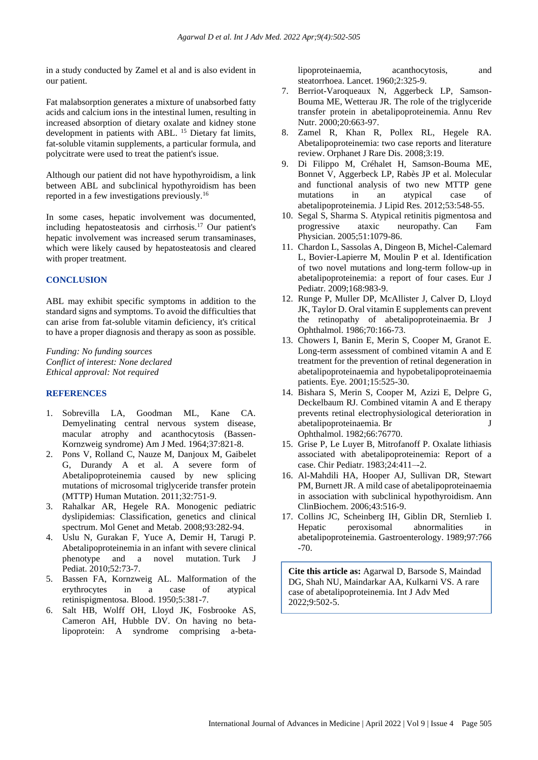in a study conducted by Zamel et al and is also evident in our patient.

Fat malabsorption generates a mixture of unabsorbed fatty acids and calcium ions in the intestinal lumen, resulting in increased absorption of dietary oxalate and kidney stone development in patients with ABL. [15] Dietary fat limits, fat-soluble vitamin supplements, a particular formula, and polycitrate were used to treat the patient's issue.

Although our patient did not have hypothyroidism, a link between ABL and subclinical hypothyroidism has been reported in a few investigations previously.[16]

In some cases, hepatic involvement was documented, including hepatosteatosis and cirrhosis.[17] Our patient's hepatic involvement was increased serum transaminases, which were likely caused by hepatosteatosis and cleared with proper treatment.

## CONCLUSION

ABL may exhibit specific symptoms in addition to the standard signs and symptoms. To avoid the difficulties that can arise from fat-soluble vitamin deficiency, it's critical to have a proper diagnosis and therapy as soon as possible.

*Funding: No funding sources*
*Conflict of interest: None declared*
*Ethical approval: Not required*

## REFERENCES

1. Sobrevilla LA, Goodman ML, Kane CA. Demyelinating central nervous system disease, macular atrophy and acanthocytosis (Bassen-Kornzweig syndrome) Am J Med. 1964;37:821-8.
2. Pons V, Rolland C, Nauze M, Danjoux M, Gaibelet G, Durandy A et al. A severe form of Abetalipoproteinemia caused by new splicing mutations of microsomal triglyceride transfer protein (MTTP) Human Mutation. 2011;32:751-9.
3. Rahalkar AR, Hegele RA. Monogenic pediatric dyslipidemias: Classification, genetics and clinical spectrum. Mol Genet and Metab. 2008;93:282-94.
4. Uslu N, Gurakan F, Yuce A, Demir H, Tarugi P. Abetalipoproteinemia in an infant with severe clinical phenotype and a novel mutation. Turk J Pediat. 2010;52:73-7.
5. Bassen FA, Kornzweig AL. Malformation of the erythrocytes in a case of atypical retinispigmentosa. Blood. 1950;5:381-7.
6. Salt HB, Wolff OH, Lloyd JK, Fosbrooke AS, Cameron AH, Hubble DV. On having no beta-lipoprotein: A syndrome comprising a-beta-lipoproteinaemia, acanthocytosis, and steatorrhoea. Lancet. 1960;2:325-9.
7. Berriot-Varoqueaux N, Aggerbeck LP, Samson-Bouma ME, Wetterau JR. The role of the triglyceride transfer protein in abetalipoproteinemia. Annu Rev Nutr. 2000;20:663-97.
8. Zamel R, Khan R, Pollex RL, Hegele RA. Abetalipoproteinemia: two case reports and literature review. Orphanet J Rare Dis. 2008;3:19.
9. Di Filippo M, Créhalet H, Samson-Bouma ME, Bonnet V, Aggerbeck LP, Rabès JP et al. Molecular and functional analysis of two new MTTP gene mutations in an atypical case of abetalipoproteinemia. J Lipid Res. 2012;53:548-55.
10. Segal S, Sharma S. Atypical retinitis pigmentosa and progressive ataxic neuropathy. Can Fam Physician. 2005;51:1079-86.
11. Chardon L, Sassolas A, Dingeon B, Michel-Calemard L, Bovier-Lapierre M, Moulin P et al. Identification of two novel mutations and long-term follow-up in abetalipoproteinemia: a report of four cases. Eur J Pediatr. 2009;168:983-9.
12. Runge P, Muller DP, McAllister J, Calver D, Lloyd JK, Taylor D. Oral vitamin E supplements can prevent the retinopathy of abetalipoproteinaemia. Br J Ophthalmol. 1986;70:166-73.
13. Chowers I, Banin E, Merin S, Cooper M, Granot E. Long-term assessment of combined vitamin A and E treatment for the prevention of retinal degeneration in abetalipoproteinaemia and hypobetalipoproteinaemia patients. Eye. 2001;15:525-30.
14. Bishara S, Merin S, Cooper M, Azizi E, Delpre G, Deckelbaum RJ. Combined vitamin A and E therapy prevents retinal electrophysiological deterioration in abetalipoproteinaemia. Br J Ophthalmol. 1982;66:76770.
15. Grise P, Le Luyer B, Mitrofanoff P. Oxalate lithiasis associated with abetalipoproteinemia: Report of a case. Chir Pediatr. 1983;24:411–-2.
16. Al-Mahdili HA, Hooper AJ, Sullivan DR, Stewart PM, Burnett JR. A mild case of abetalipoproteinaemia in association with subclinical hypothyroidism. Ann ClinBiochem. 2006;43:516-9.
17. Collins JC, Scheinberg IH, Giblin DR, Sternlieb I. Hepatic peroxisomal abnormalities in abetalipoproteinemia. Gastroenterology. 1989;97:766-70.

**Cite this article as:** Agarwal D, Barsode S, Maindad DG, Shah NU, Maindarkar AA, Kulkarni VS. A rare case of abetalipoproteinemia. Int J Adv Med 2022;9:502-5.